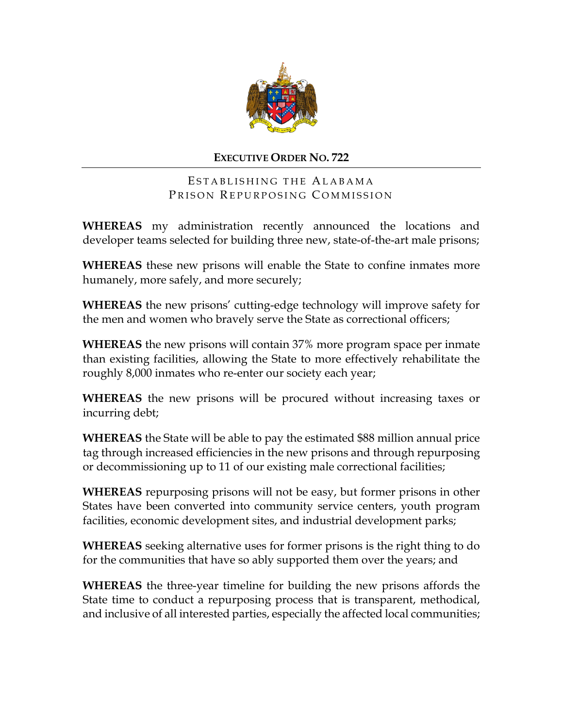# EXECUTIVE ORDER NO. 722

## ESTABLISHING THE ALABAMA PRISON REPURPOSING COMMISSION

**WHEREAS** my administration recently announced the locations and developer teams selected for building three new, state-of-the-art male prisons;

**WHEREAS** these new prisons will enable the State to confine inmates more humanely, more safely, and more securely;

**WHEREAS** the new prisons' cutting-edge technology will improve safety for the men and women who bravely serve the State as correctional officers;

**WHEREAS** the new prisons will contain 37% more program space per inmate than existing facilities, allowing the State to more effectively rehabilitate the roughly 8,000 inmates who re-enter our society each year;

**WHEREAS** the new prisons will be procured without increasing taxes or incurring debt;

**WHEREAS** the State will be able to pay the estimated $88 million annual price tag through increased efficiencies in the new prisons and through repurposing or decommissioning up to 11 of our existing male correctional facilities;

**WHEREAS** repurposing prisons will not be easy, but former prisons in other States have been converted into community service centers, youth program facilities, economic development sites, and industrial development parks;

**WHEREAS** seeking alternative uses for former prisons is the right thing to do for the communities that have so ably supported them over the years; and

**WHEREAS** the three-year timeline for building the new prisons affords the State time to conduct a repurposing process that is transparent, methodical, and inclusive of all interested parties, especially the affected local communities;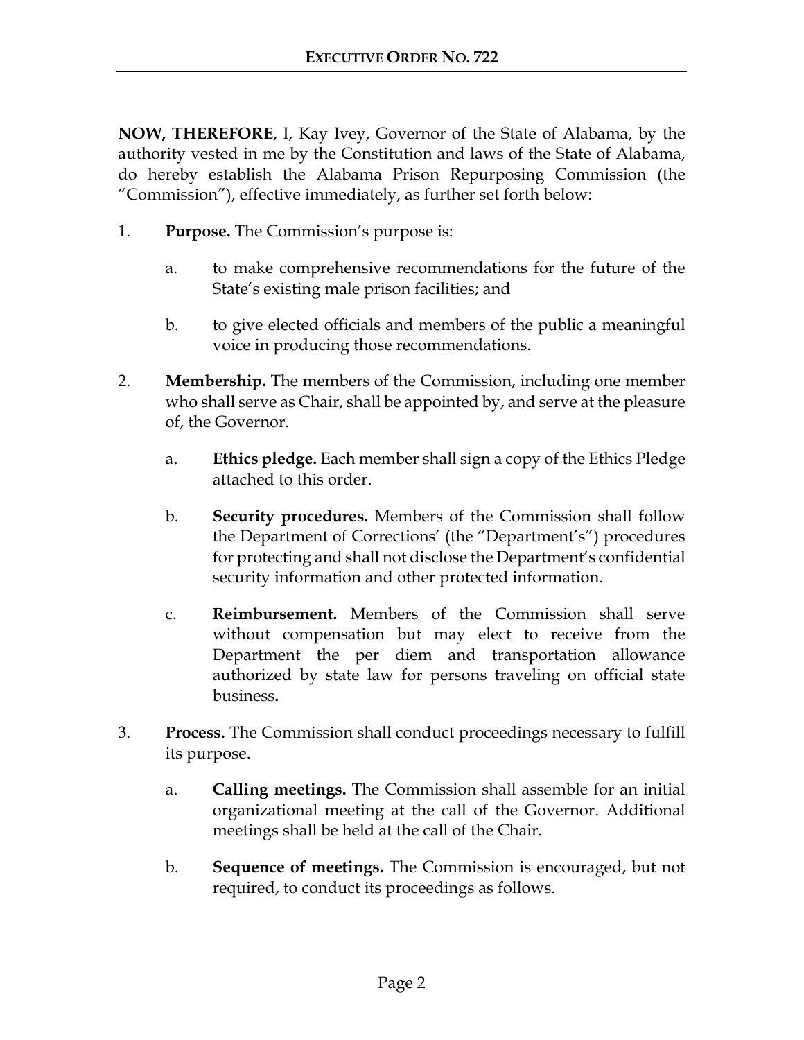**NOW, THEREFORE**, I, Kay Ivey, Governor of the State of Alabama, by the authority vested in me by the Constitution and laws of the State of Alabama, do hereby establish the Alabama Prison Repurposing Commission (the "Commission"), effective immediately, as further set forth below:

1. **Purpose.** The Commission's purpose is:

   a. to make comprehensive recommendations for the future of the State's existing male prison facilities; and

   b. to give elected officials and members of the public a meaningful voice in producing those recommendations.

2. **Membership.** The members of the Commission, including one member who shall serve as Chair, shall be appointed by, and serve at the pleasure of, the Governor.

   a. **Ethics pledge.** Each member shall sign a copy of the Ethics Pledge attached to this order.

   b. **Security procedures.** Members of the Commission shall follow the Department of Corrections' (the "Department's") procedures for protecting and shall not disclose the Department's confidential security information and other protected information.

   c. **Reimbursement.** Members of the Commission shall serve without compensation but may elect to receive from the Department the per diem and transportation allowance authorized by state law for persons traveling on official state business**.**

3. **Process.** The Commission shall conduct proceedings necessary to fulfill its purpose.

   a. **Calling meetings.** The Commission shall assemble for an initial organizational meeting at the call of the Governor. Additional meetings shall be held at the call of the Chair.

   b. **Sequence of meetings.** The Commission is encouraged, but not required, to conduct its proceedings as follows.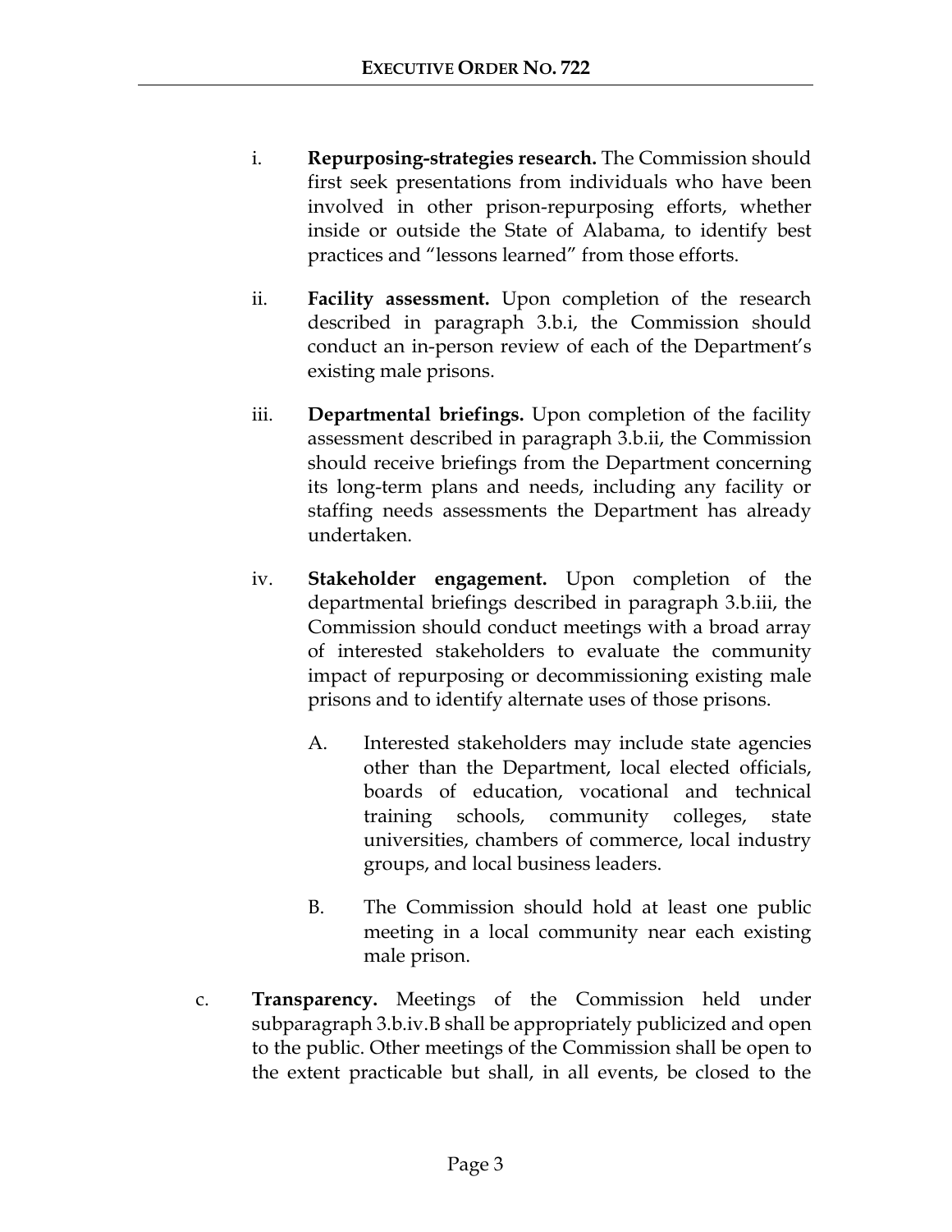i. **Repurposing-strategies research.** The Commission should first seek presentations from individuals who have been involved in other prison-repurposing efforts, whether inside or outside the State of Alabama, to identify best practices and "lessons learned" from those efforts.

ii. **Facility assessment.** Upon completion of the research described in paragraph 3.b.i, the Commission should conduct an in-person review of each of the Department's existing male prisons.

iii. **Departmental briefings.** Upon completion of the facility assessment described in paragraph 3.b.ii, the Commission should receive briefings from the Department concerning its long-term plans and needs, including any facility or staffing needs assessments the Department has already undertaken.

iv. **Stakeholder engagement.** Upon completion of the departmental briefings described in paragraph 3.b.iii, the Commission should conduct meetings with a broad array of interested stakeholders to evaluate the community impact of repurposing or decommissioning existing male prisons and to identify alternate uses of those prisons.

A. Interested stakeholders may include state agencies other than the Department, local elected officials, boards of education, vocational and technical training schools, community colleges, state universities, chambers of commerce, local industry groups, and local business leaders.

B. The Commission should hold at least one public meeting in a local community near each existing male prison.

c. **Transparency.** Meetings of the Commission held under subparagraph 3.b.iv.B shall be appropriately publicized and open to the public. Other meetings of the Commission shall be open to the extent practicable but shall, in all events, be closed to the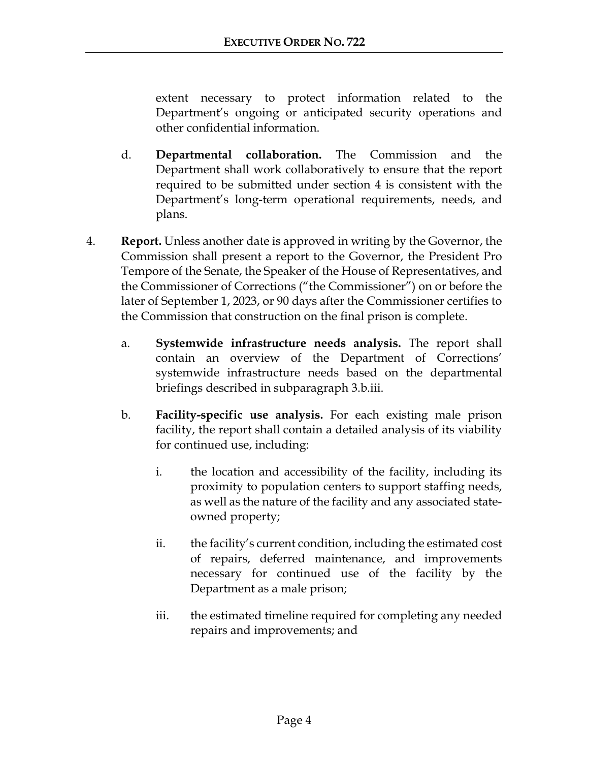extent necessary to protect information related to the Department's ongoing or anticipated security operations and other confidential information.

d. **Departmental collaboration.** The Commission and the Department shall work collaboratively to ensure that the report required to be submitted under section 4 is consistent with the Department's long-term operational requirements, needs, and plans.

4. **Report.** Unless another date is approved in writing by the Governor, the Commission shall present a report to the Governor, the President Pro Tempore of the Senate, the Speaker of the House of Representatives, and the Commissioner of Corrections ("the Commissioner") on or before the later of September 1, 2023, or 90 days after the Commissioner certifies to the Commission that construction on the final prison is complete.

   a. **Systemwide infrastructure needs analysis.** The report shall contain an overview of the Department of Corrections' systemwide infrastructure needs based on the departmental briefings described in subparagraph 3.b.iii.

   b. **Facility-specific use analysis.** For each existing male prison facility, the report shall contain a detailed analysis of its viability for continued use, including:

      i. the location and accessibility of the facility, including its proximity to population centers to support staffing needs, as well as the nature of the facility and any associated state-owned property;

      ii. the facility's current condition, including the estimated cost of repairs, deferred maintenance, and improvements necessary for continued use of the facility by the Department as a male prison;

      iii. the estimated timeline required for completing any needed repairs and improvements; and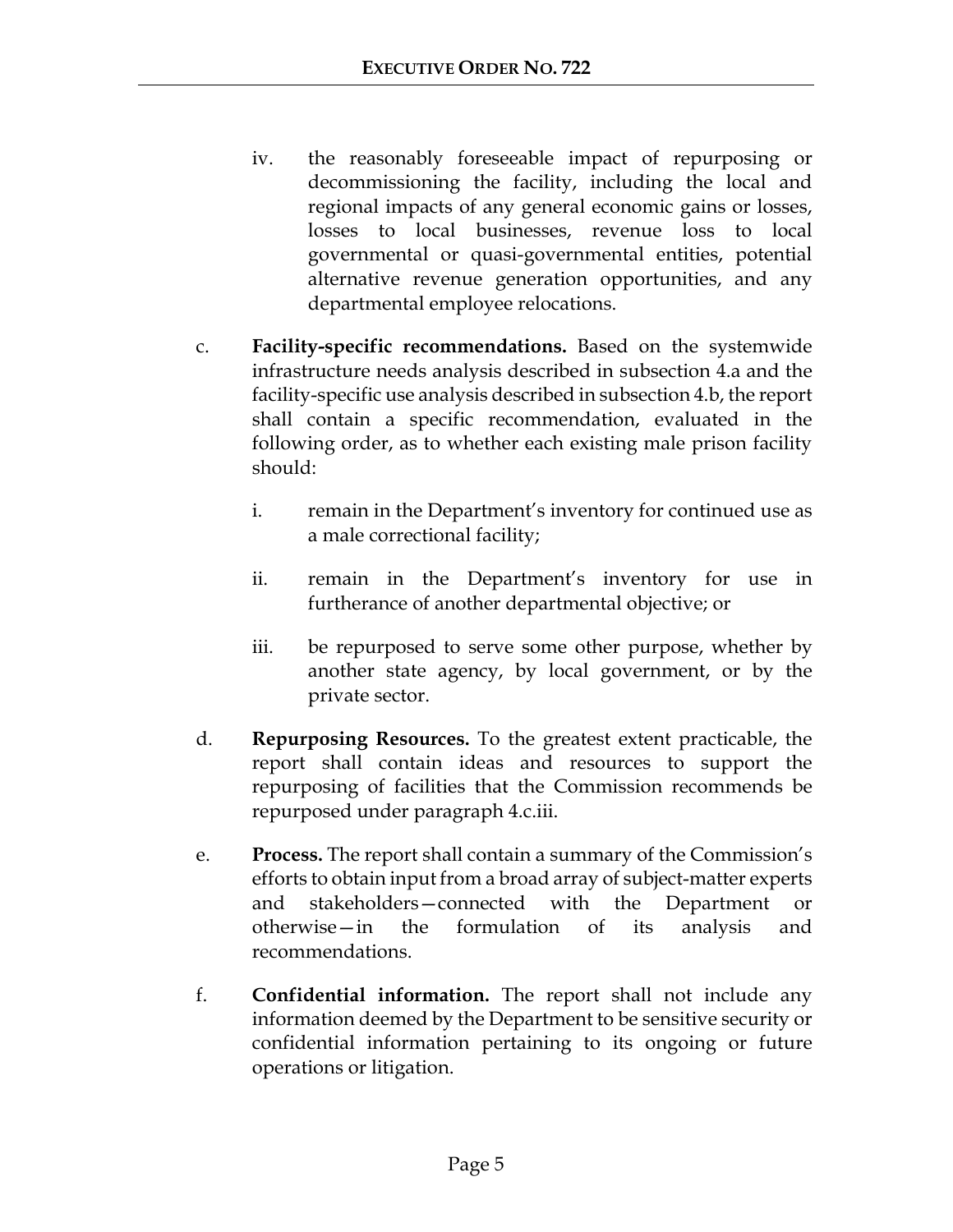iv. the reasonably foreseeable impact of repurposing or decommissioning the facility, including the local and regional impacts of any general economic gains or losses, losses to local businesses, revenue loss to local governmental or quasi-governmental entities, potential alternative revenue generation opportunities, and any departmental employee relocations.

c. **Facility-specific recommendations.** Based on the systemwide infrastructure needs analysis described in subsection 4.a and the facility-specific use analysis described in subsection 4.b, the report shall contain a specific recommendation, evaluated in the following order, as to whether each existing male prison facility should:

   i. remain in the Department's inventory for continued use as a male correctional facility;

   ii. remain in the Department's inventory for use in furtherance of another departmental objective; or

   iii. be repurposed to serve some other purpose, whether by another state agency, by local government, or by the private sector.

d. **Repurposing Resources.** To the greatest extent practicable, the report shall contain ideas and resources to support the repurposing of facilities that the Commission recommends be repurposed under paragraph 4.c.iii.

e. **Process.** The report shall contain a summary of the Commission's efforts to obtain input from a broad array of subject-matter experts and stakeholders—connected with the Department or otherwise—in the formulation of its analysis and recommendations.

f. **Confidential information.** The report shall not include any information deemed by the Department to be sensitive security or confidential information pertaining to its ongoing or future operations or litigation.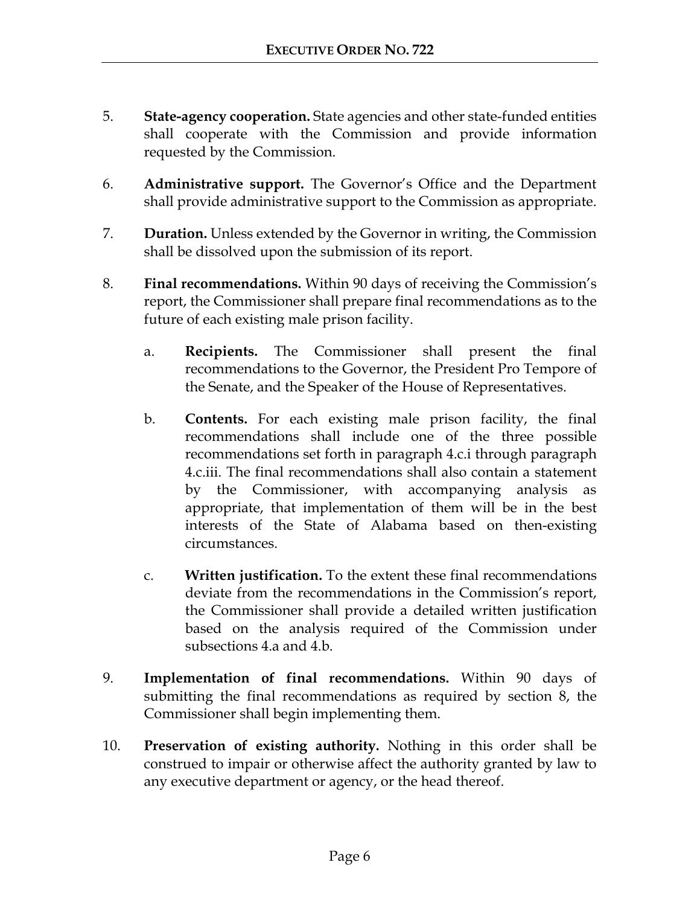5. **State-agency cooperation.** State agencies and other state-funded entities shall cooperate with the Commission and provide information requested by the Commission.

6. **Administrative support.** The Governor's Office and the Department shall provide administrative support to the Commission as appropriate.

7. **Duration.** Unless extended by the Governor in writing, the Commission shall be dissolved upon the submission of its report.

8. **Final recommendations.** Within 90 days of receiving the Commission's report, the Commissioner shall prepare final recommendations as to the future of each existing male prison facility.

    a. **Recipients.** The Commissioner shall present the final recommendations to the Governor, the President Pro Tempore of the Senate, and the Speaker of the House of Representatives.

    b. **Contents.** For each existing male prison facility, the final recommendations shall include one of the three possible recommendations set forth in paragraph 4.c.i through paragraph 4.c.iii. The final recommendations shall also contain a statement by the Commissioner, with accompanying analysis as appropriate, that implementation of them will be in the best interests of the State of Alabama based on then-existing circumstances.

    c. **Written justification.** To the extent these final recommendations deviate from the recommendations in the Commission's report, the Commissioner shall provide a detailed written justification based on the analysis required of the Commission under subsections 4.a and 4.b.

9. **Implementation of final recommendations.** Within 90 days of submitting the final recommendations as required by section 8, the Commissioner shall begin implementing them.

10. **Preservation of existing authority.** Nothing in this order shall be construed to impair or otherwise affect the authority granted by law to any executive department or agency, or the head thereof.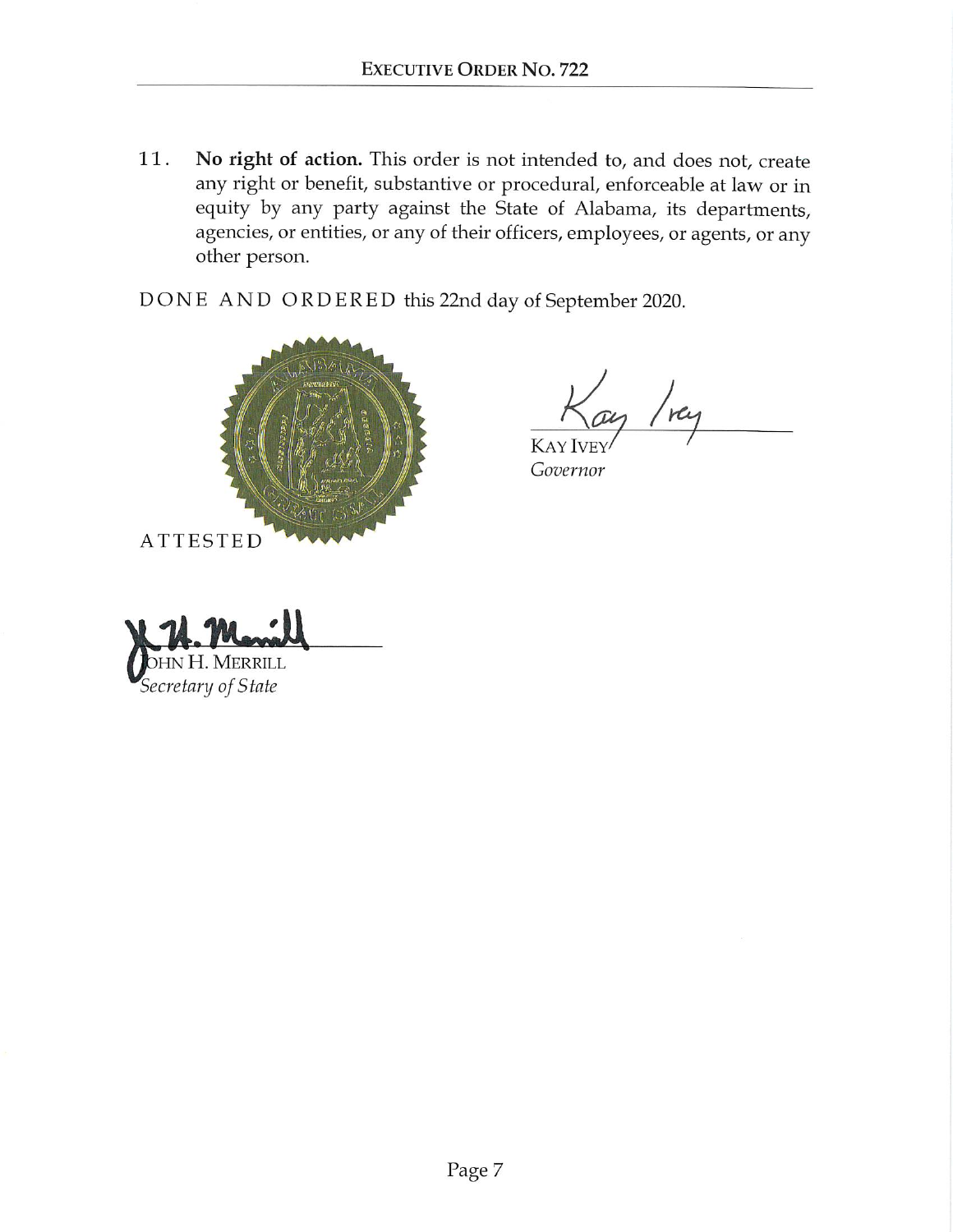11. **No right of action.** This order is not intended to, and does not, create any right or benefit, substantive or procedural, enforceable at law or in equity by any party against the State of Alabama, its departments, agencies, or entities, or any of their officers, employees, or agents, or any other person.

DONE AND ORDERED this 22nd day of September 2020.

KAY IVEY
*Governor*

ATTESTED

JOHN H. MERRILL
*Secretary of State*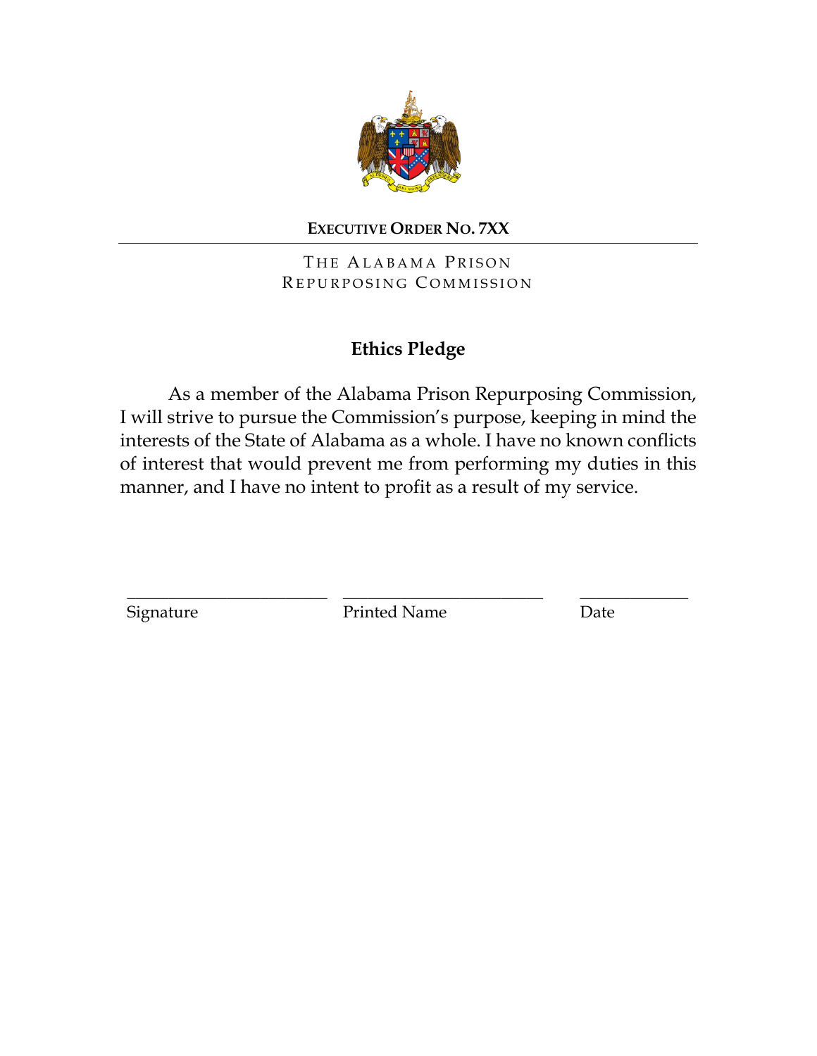**Executive Order No. 7XX**

The Alabama Prison Repurposing Commission

## Ethics Pledge

As a member of the Alabama Prison Repurposing Commission, I will strive to pursue the Commission's purpose, keeping in mind the interests of the State of Alabama as a whole. I have no known conflicts of interest that would prevent me from performing my duties in this manner, and I have no intent to profit as a result of my service.

| | | |
|---|---|---|
| ______________________ | ______________________ | ____________ |
| Signature | Printed Name | Date |